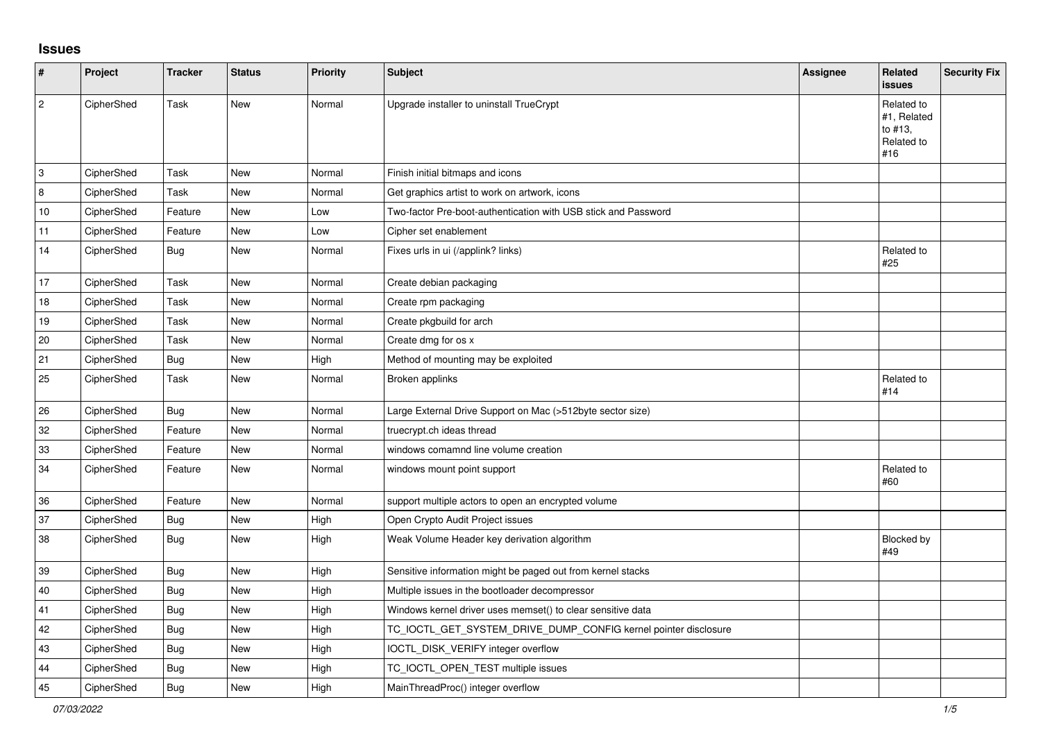# Issues

| # | Project | Tracker | Status | Priority | Subject | Assignee | Related issues | Security Fix |
|---|---|---|---|---|---|---|---|---|
| 2 | CipherShed | Task | New | Normal | Upgrade installer to uninstall TrueCrypt | | Related to #1, Related to #13, Related to #16 | |
| 3 | CipherShed | Task | New | Normal | Finish initial bitmaps and icons | | | |
| 8 | CipherShed | Task | New | Normal | Get graphics artist to work on artwork, icons | | | |
| 10 | CipherShed | Feature | New | Low | Two-factor Pre-boot-authentication with USB stick and Password | | | |
| 11 | CipherShed | Feature | New | Low | Cipher set enablement | | | |
| 14 | CipherShed | Bug | New | Normal | Fixes urls in ui (/applink? links) | | Related to #25 | |
| 17 | CipherShed | Task | New | Normal | Create debian packaging | | | |
| 18 | CipherShed | Task | New | Normal | Create rpm packaging | | | |
| 19 | CipherShed | Task | New | Normal | Create pkgbuild for arch | | | |
| 20 | CipherShed | Task | New | Normal | Create dmg for os x | | | |
| 21 | CipherShed | Bug | New | High | Method of mounting may be exploited | | | |
| 25 | CipherShed | Task | New | Normal | Broken applinks | | Related to #14 | |
| 26 | CipherShed | Bug | New | Normal | Large External Drive Support on Mac (>512byte sector size) | | | |
| 32 | CipherShed | Feature | New | Normal | truecrypt.ch ideas thread | | | |
| 33 | CipherShed | Feature | New | Normal | windows comamnd line volume creation | | | |
| 34 | CipherShed | Feature | New | Normal | windows mount point support | | Related to #60 | |
| 36 | CipherShed | Feature | New | Normal | support multiple actors to open an encrypted volume | | | |
| 37 | CipherShed | Bug | New | High | Open Crypto Audit Project issues | | | |
| 38 | CipherShed | Bug | New | High | Weak Volume Header key derivation algorithm | | Blocked by #49 | |
| 39 | CipherShed | Bug | New | High | Sensitive information might be paged out from kernel stacks | | | |
| 40 | CipherShed | Bug | New | High | Multiple issues in the bootloader decompressor | | | |
| 41 | CipherShed | Bug | New | High | Windows kernel driver uses memset() to clear sensitive data | | | |
| 42 | CipherShed | Bug | New | High | TC_IOCTL_GET_SYSTEM_DRIVE_DUMP_CONFIG kernel pointer disclosure | | | |
| 43 | CipherShed | Bug | New | High | IOCTL_DISK_VERIFY integer overflow | | | |
| 44 | CipherShed | Bug | New | High | TC_IOCTL_OPEN_TEST multiple issues | | | |
| 45 | CipherShed | Bug | New | High | MainThreadProc() integer overflow | | | |

*07/03/2022*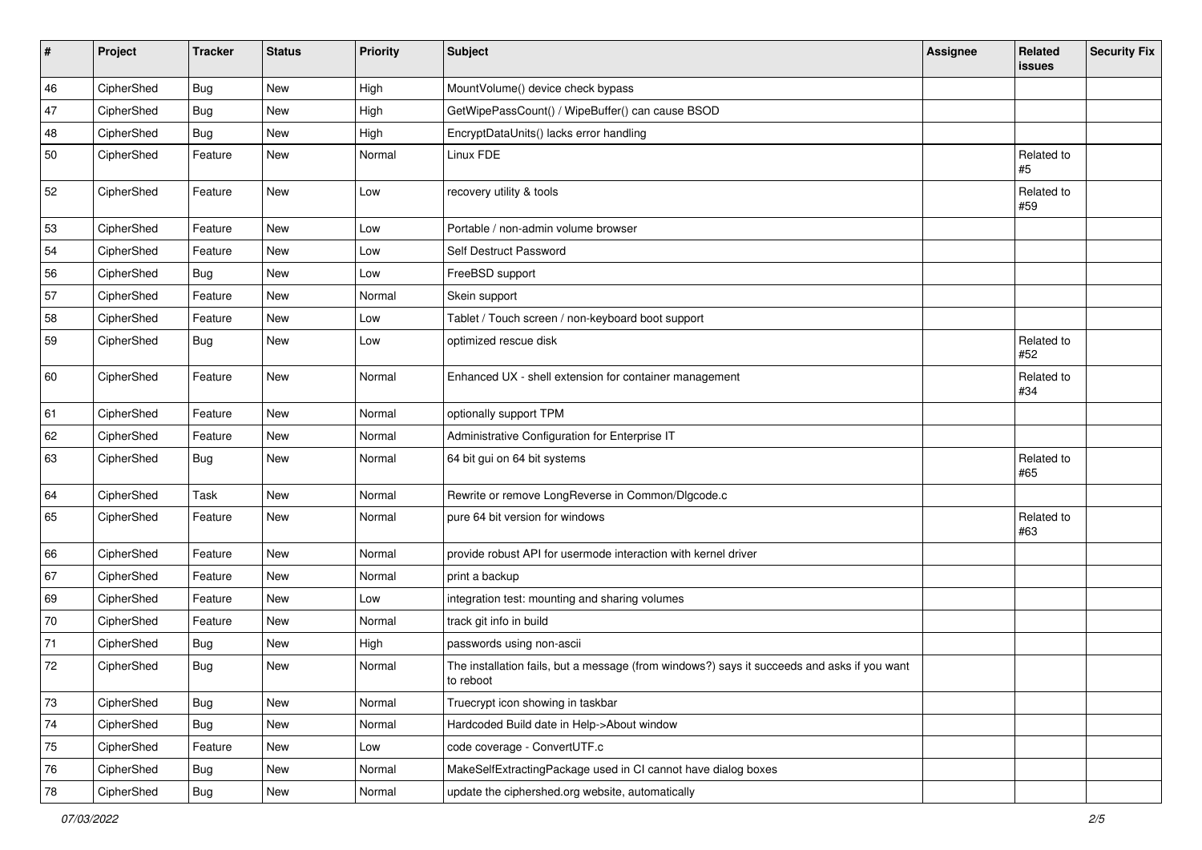| # | Project | Tracker | Status | Priority | Subject | Assignee | Related issues | Security Fix |
|---|---|---|---|---|---|---|---|---|
| 46 | CipherShed | Bug | New | High | MountVolume() device check bypass | | | |
| 47 | CipherShed | Bug | New | High | GetWipePassCount() / WipeBuffer() can cause BSOD | | | |
| 48 | CipherShed | Bug | New | High | EncryptDataUnits() lacks error handling | | | |
| 50 | CipherShed | Feature | New | Normal | Linux FDE | | Related to #5 | |
| 52 | CipherShed | Feature | New | Low | recovery utility & tools | | Related to #59 | |
| 53 | CipherShed | Feature | New | Low | Portable / non-admin volume browser | | | |
| 54 | CipherShed | Feature | New | Low | Self Destruct Password | | | |
| 56 | CipherShed | Bug | New | Low | FreeBSD support | | | |
| 57 | CipherShed | Feature | New | Normal | Skein support | | | |
| 58 | CipherShed | Feature | New | Low | Tablet / Touch screen / non-keyboard boot support | | | |
| 59 | CipherShed | Bug | New | Low | optimized rescue disk | | Related to #52 | |
| 60 | CipherShed | Feature | New | Normal | Enhanced UX - shell extension for container management | | Related to #34 | |
| 61 | CipherShed | Feature | New | Normal | optionally support TPM | | | |
| 62 | CipherShed | Feature | New | Normal | Administrative Configuration for Enterprise IT | | | |
| 63 | CipherShed | Bug | New | Normal | 64 bit gui on 64 bit systems | | Related to #65 | |
| 64 | CipherShed | Task | New | Normal | Rewrite or remove LongReverse in Common/Dlgcode.c | | | |
| 65 | CipherShed | Feature | New | Normal | pure 64 bit version for windows | | Related to #63 | |
| 66 | CipherShed | Feature | New | Normal | provide robust API for usermode interaction with kernel driver | | | |
| 67 | CipherShed | Feature | New | Normal | print a backup | | | |
| 69 | CipherShed | Feature | New | Low | integration test: mounting and sharing volumes | | | |
| 70 | CipherShed | Feature | New | Normal | track git info in build | | | |
| 71 | CipherShed | Bug | New | High | passwords using non-ascii | | | |
| 72 | CipherShed | Bug | New | Normal | The installation fails, but a message (from windows?) says it succeeds and asks if you want to reboot | | | |
| 73 | CipherShed | Bug | New | Normal | Truecrypt icon showing in taskbar | | | |
| 74 | CipherShed | Bug | New | Normal | Hardcoded Build date in Help->About window | | | |
| 75 | CipherShed | Feature | New | Low | code coverage - ConvertUTF.c | | | |
| 76 | CipherShed | Bug | New | Normal | MakeSelfExtractingPackage used in CI cannot have dialog boxes | | | |
| 78 | CipherShed | Bug | New | Normal | update the ciphershed.org website, automatically | | | |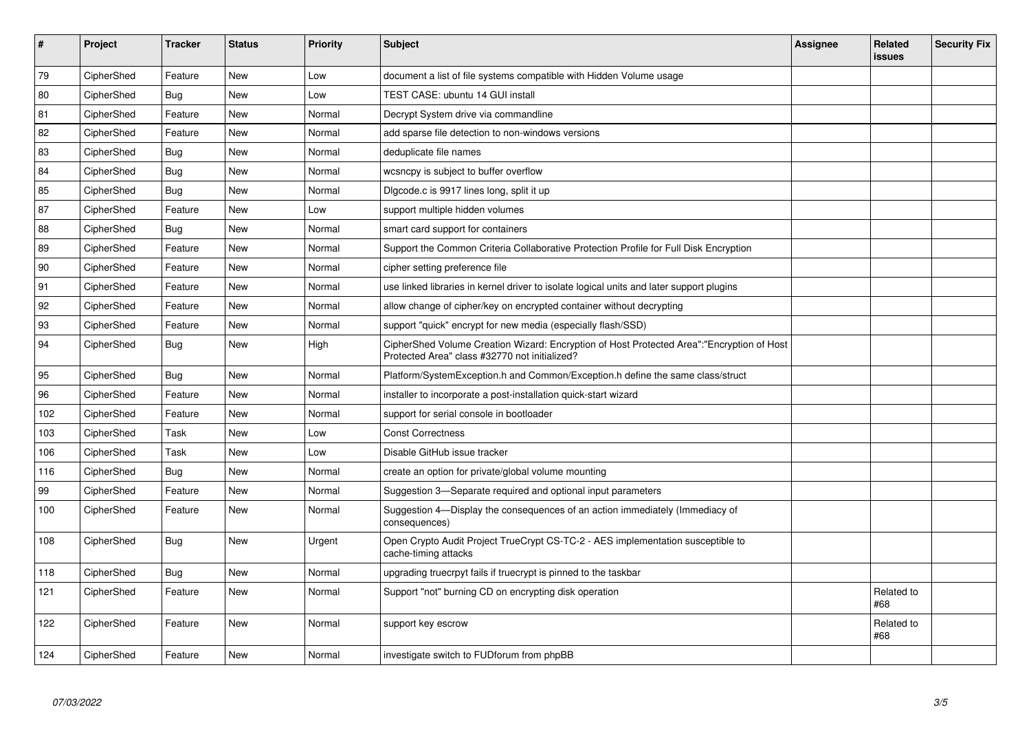| # | Project | Tracker | Status | Priority | Subject | Assignee | Related issues | Security Fix |
|---|---|---|---|---|---|---|---|---|
| 79 | CipherShed | Feature | New | Low | document a list of file systems compatible with Hidden Volume usage | | | |
| 80 | CipherShed | Bug | New | Low | TEST CASE: ubuntu 14 GUI install | | | |
| 81 | CipherShed | Feature | New | Normal | Decrypt System drive via commandline | | | |
| 82 | CipherShed | Feature | New | Normal | add sparse file detection to non-windows versions | | | |
| 83 | CipherShed | Bug | New | Normal | deduplicate file names | | | |
| 84 | CipherShed | Bug | New | Normal | wcsncpy is subject to buffer overflow | | | |
| 85 | CipherShed | Bug | New | Normal | Dlgcode.c is 9917 lines long, split it up | | | |
| 87 | CipherShed | Feature | New | Low | support multiple hidden volumes | | | |
| 88 | CipherShed | Bug | New | Normal | smart card support for containers | | | |
| 89 | CipherShed | Feature | New | Normal | Support the Common Criteria Collaborative Protection Profile for Full Disk Encryption | | | |
| 90 | CipherShed | Feature | New | Normal | cipher setting preference file | | | |
| 91 | CipherShed | Feature | New | Normal | use linked libraries in kernel driver to isolate logical units and later support plugins | | | |
| 92 | CipherShed | Feature | New | Normal | allow change of cipher/key on encrypted container without decrypting | | | |
| 93 | CipherShed | Feature | New | Normal | support "quick" encrypt for new media (especially flash/SSD) | | | |
| 94 | CipherShed | Bug | New | High | CipherShed Volume Creation Wizard: Encryption of Host Protected Area":"Encryption of Host Protected Area" class #32770 not initialized? | | | |
| 95 | CipherShed | Bug | New | Normal | Platform/SystemException.h and Common/Exception.h define the same class/struct | | | |
| 96 | CipherShed | Feature | New | Normal | installer to incorporate a post-installation quick-start wizard | | | |
| 102 | CipherShed | Feature | New | Normal | support for serial console in bootloader | | | |
| 103 | CipherShed | Task | New | Low | Const Correctness | | | |
| 106 | CipherShed | Task | New | Low | Disable GitHub issue tracker | | | |
| 116 | CipherShed | Bug | New | Normal | create an option for private/global volume mounting | | | |
| 99 | CipherShed | Feature | New | Normal | Suggestion 3—Separate required and optional input parameters | | | |
| 100 | CipherShed | Feature | New | Normal | Suggestion 4—Display the consequences of an action immediately (Immediacy of consequences) | | | |
| 108 | CipherShed | Bug | New | Urgent | Open Crypto Audit Project TrueCrypt CS-TC-2 - AES implementation susceptible to cache-timing attacks | | | |
| 118 | CipherShed | Bug | New | Normal | upgrading truecrpyt fails if truecrypt is pinned to the taskbar | | | |
| 121 | CipherShed | Feature | New | Normal | Support "not" burning CD on encrypting disk operation | | Related to #68 | |
| 122 | CipherShed | Feature | New | Normal | support key escrow | | Related to #68 | |
| 124 | CipherShed | Feature | New | Normal | investigate switch to FUDforum from phpBB | | | |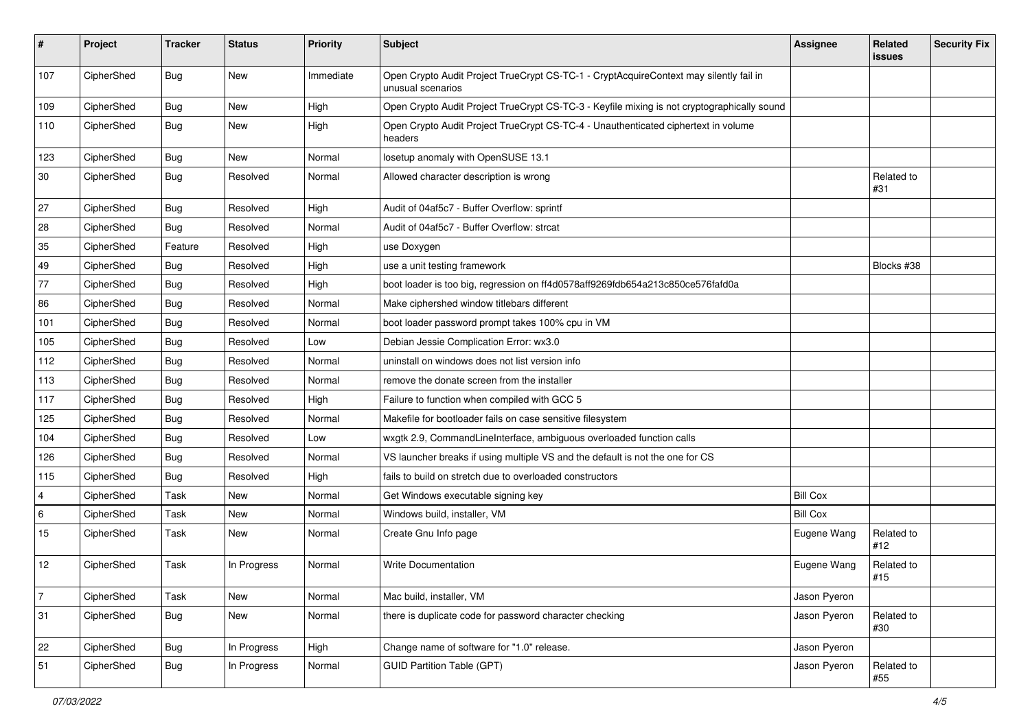| # | Project | Tracker | Status | Priority | Subject | Assignee | Related issues | Security Fix |
|---|---|---|---|---|---|---|---|---|
| 107 | CipherShed | Bug | New | Immediate | Open Crypto Audit Project TrueCrypt CS-TC-1 - CryptAcquireContext may silently fail in unusual scenarios | | | |
| 109 | CipherShed | Bug | New | High | Open Crypto Audit Project TrueCrypt CS-TC-3 - Keyfile mixing is not cryptographically sound | | | |
| 110 | CipherShed | Bug | New | High | Open Crypto Audit Project TrueCrypt CS-TC-4 - Unauthenticated ciphertext in volume headers | | | |
| 123 | CipherShed | Bug | New | Normal | losetup anomaly with OpenSUSE 13.1 | | | |
| 30 | CipherShed | Bug | Resolved | Normal | Allowed character description is wrong | | Related to #31 | |
| 27 | CipherShed | Bug | Resolved | High | Audit of 04af5c7 - Buffer Overflow: sprintf | | | |
| 28 | CipherShed | Bug | Resolved | Normal | Audit of 04af5c7 - Buffer Overflow: strcat | | | |
| 35 | CipherShed | Feature | Resolved | High | use Doxygen | | | |
| 49 | CipherShed | Bug | Resolved | High | use a unit testing framework | | Blocks #38 | |
| 77 | CipherShed | Bug | Resolved | High | boot loader is too big, regression on ff4d0578aff9269fdb654a213c850ce576fafd0a | | | |
| 86 | CipherShed | Bug | Resolved | Normal | Make ciphershed window titlebars different | | | |
| 101 | CipherShed | Bug | Resolved | Normal | boot loader password prompt takes 100% cpu in VM | | | |
| 105 | CipherShed | Bug | Resolved | Low | Debian Jessie Complication Error: wx3.0 | | | |
| 112 | CipherShed | Bug | Resolved | Normal | uninstall on windows does not list version info | | | |
| 113 | CipherShed | Bug | Resolved | Normal | remove the donate screen from the installer | | | |
| 117 | CipherShed | Bug | Resolved | High | Failure to function when compiled with GCC 5 | | | |
| 125 | CipherShed | Bug | Resolved | Normal | Makefile for bootloader fails on case sensitive filesystem | | | |
| 104 | CipherShed | Bug | Resolved | Low | wxgtk 2.9, CommandLineInterface, ambiguous overloaded function calls | | | |
| 126 | CipherShed | Bug | Resolved | Normal | VS launcher breaks if using multiple VS and the default is not the one for CS | | | |
| 115 | CipherShed | Bug | Resolved | High | fails to build on stretch due to overloaded constructors | | | |
| 4 | CipherShed | Task | New | Normal | Get Windows executable signing key | Bill Cox | | |
| 6 | CipherShed | Task | New | Normal | Windows build, installer, VM | Bill Cox | | |
| 15 | CipherShed | Task | New | Normal | Create Gnu Info page | Eugene Wang | Related to #12 | |
| 12 | CipherShed | Task | In Progress | Normal | Write Documentation | Eugene Wang | Related to #15 | |
| 7 | CipherShed | Task | New | Normal | Mac build, installer, VM | Jason Pyeron | | |
| 31 | CipherShed | Bug | New | Normal | there is duplicate code for password character checking | Jason Pyeron | Related to #30 | |
| 22 | CipherShed | Bug | In Progress | High | Change name of software for "1.0" release. | Jason Pyeron | | |
| 51 | CipherShed | Bug | In Progress | Normal | GUID Partition Table (GPT) | Jason Pyeron | Related to #55 | |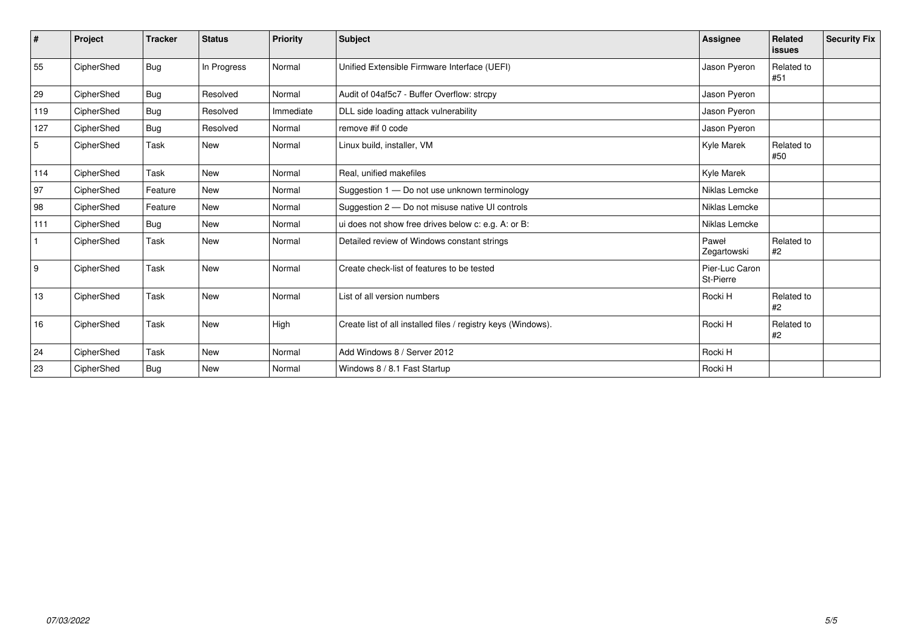| # | Project | Tracker | Status | Priority | Subject | Assignee | Related issues | Security Fix |
|---|---|---|---|---|---|---|---|---|
| 55 | CipherShed | Bug | In Progress | Normal | Unified Extensible Firmware Interface (UEFI) | Jason Pyeron | Related to #51 | |
| 29 | CipherShed | Bug | Resolved | Normal | Audit of 04af5c7 - Buffer Overflow: strcpy | Jason Pyeron | | |
| 119 | CipherShed | Bug | Resolved | Immediate | DLL side loading attack vulnerability | Jason Pyeron | | |
| 127 | CipherShed | Bug | Resolved | Normal | remove #if 0 code | Jason Pyeron | | |
| 5 | CipherShed | Task | New | Normal | Linux build, installer, VM | Kyle Marek | Related to #50 | |
| 114 | CipherShed | Task | New | Normal | Real, unified makefiles | Kyle Marek | | |
| 97 | CipherShed | Feature | New | Normal | Suggestion 1 — Do not use unknown terminology | Niklas Lemcke | | |
| 98 | CipherShed | Feature | New | Normal | Suggestion 2 — Do not misuse native UI controls | Niklas Lemcke | | |
| 111 | CipherShed | Bug | New | Normal | ui does not show free drives below c: e.g. A: or B: | Niklas Lemcke | | |
| 1 | CipherShed | Task | New | Normal | Detailed review of Windows constant strings | Paweł Zegartowski | Related to #2 | |
| 9 | CipherShed | Task | New | Normal | Create check-list of features to be tested | Pier-Luc Caron St-Pierre | | |
| 13 | CipherShed | Task | New | Normal | List of all version numbers | Rocki H | Related to #2 | |
| 16 | CipherShed | Task | New | High | Create list of all installed files / registry keys (Windows). | Rocki H | Related to #2 | |
| 24 | CipherShed | Task | New | Normal | Add Windows 8 / Server 2012 | Rocki H | | |
| 23 | CipherShed | Bug | New | Normal | Windows 8 / 8.1 Fast Startup | Rocki H | | |

*07/03/2022*